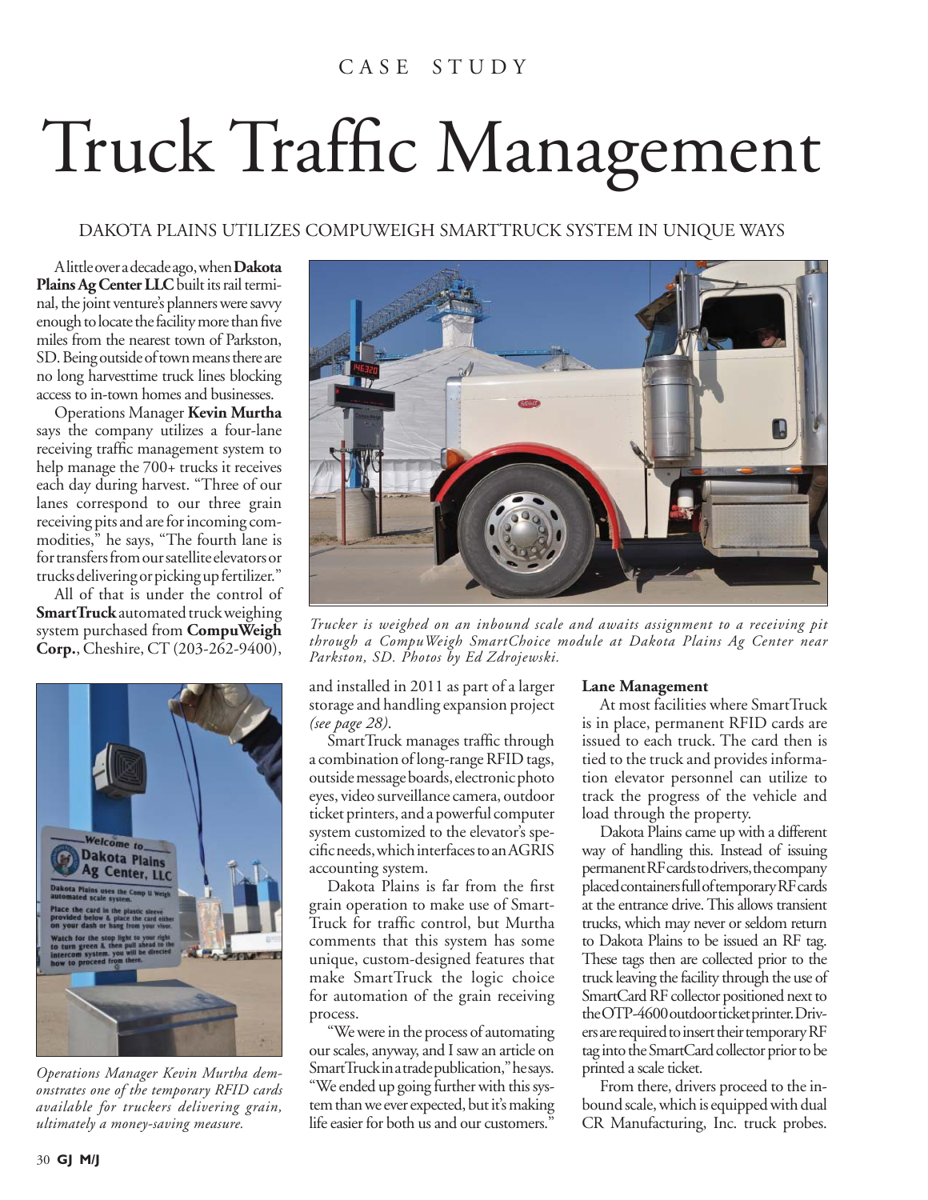CASE STUDY

# Truck Traffic Management

## DAKOTA PLAINS UTILIZES COMPUWEIGH SMARTTRUCK SYSTEM IN UNIQUE WAYS

A little over a decade ago, when **Dakota Plains Ag Center LLC** built its rail terminal, the joint venture's planners were savvy enough to locate the facility more than five miles from the nearest town of Parkston, SD. Being outside of town means there are no long harvesttime truck lines blocking access to in-town homes and businesses.

Operations Manager **Kevin Murtha** says the company utilizes a four-lane receiving traffic management system to help manage the 700+ trucks it receives each day during harvest. "Three of our lanes correspond to our three grain receiving pits and are for incoming commodities," he says, "The fourth lane is for transfers from our satellite elevators or trucks delivering or picking up fertilizer."

All of that is under the control of **SmartTruck** automated truck weighing system purchased from **CompuWeigh Corp.**, Cheshire, CT (203-262-9400), and installed in 2011 as part of a larger storage and handling expansion project *(see page 28)*.

*Trucker is weighed on an inbound scale and awaits assignment to a receiving pit through a CompuWeigh SmartChoice module at Dakota Plains Ag Center near Parkston, SD. Photos by Ed Zdrojewski.*

*Operations Manager Kevin Murtha demonstrates one of the temporary RFID cards available for truckers delivering grain, ultimately a money-saving measure.*

SmartTruck manages traffic through a combination of long-range RFID tags, outside message boards, electronic photo eyes, video surveillance camera, outdoor ticket printers, and a powerful computer system customized to the elevator's specific needs, which interfaces to an AGRIS accounting system.

Dakota Plains is far from the first grain operation to make use of SmartTruck for traffic control, but Murtha comments that this system has some unique, custom-designed features that make SmartTruck the logic choice for automation of the grain receiving process.

"We were in the process of automating our scales, anyway, and I saw an article on SmartTruck in a trade publication," he says. "We ended up going further with this system than we ever expected, but it's making life easier for both us and our customers."

**Lane Management**

At most facilities where SmartTruck is in place, permanent RFID cards are issued to each truck. The card then is tied to the truck and provides information elevator personnel can utilize to track the progress of the vehicle and load through the property.

Dakota Plains came up with a different way of handling this. Instead of issuing permanent RF cards to drivers, the company placed containers full of temporary RF cards at the entrance drive. This allows transient trucks, which may never or seldom return to Dakota Plains to be issued an RF tag. These tags then are collected prior to the truck leaving the facility through the use of SmartCard RF collector positioned next to the OTP-4600 outdoor ticket printer. Drivers are required to insert their temporary RF tag into the SmartCard collector prior to be printed a scale ticket.

From there, drivers proceed to the inbound scale, which is equipped with dual CR Manufacturing, Inc. truck probes.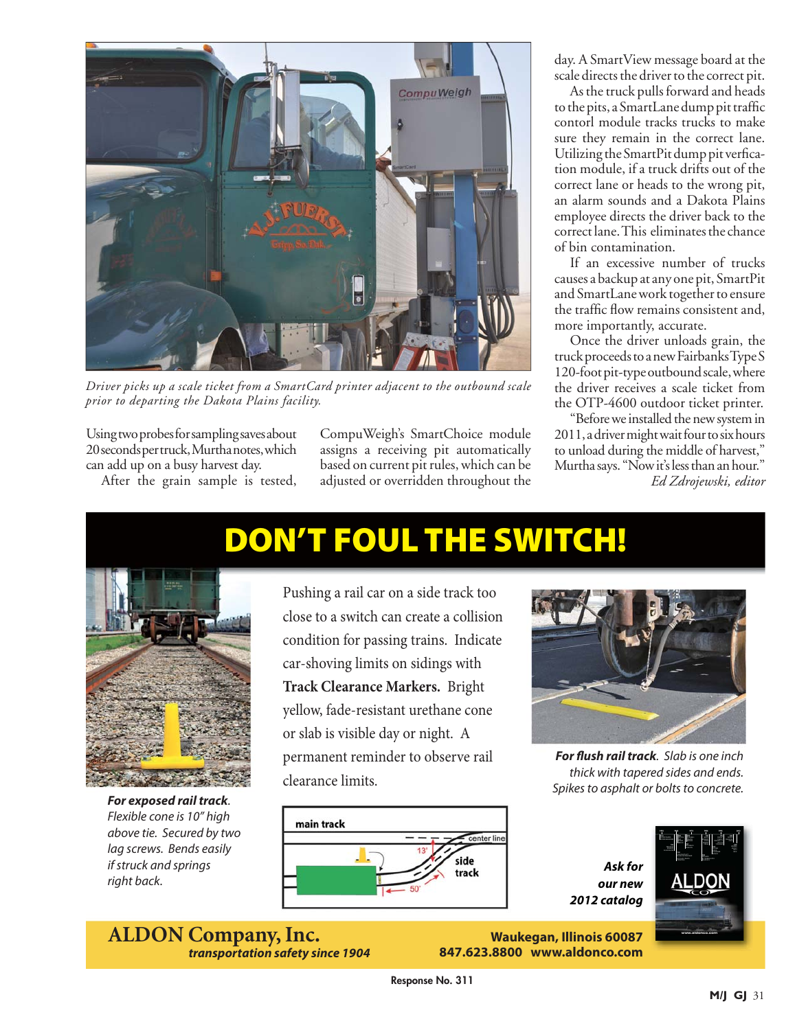*Driver picks up a scale ticket from a SmartCard printer adjacent to the outbound scale prior to departing the Dakota Plains facility.*

Using two probes for sampling saves about 20 seconds per truck, Murtha notes, which can add up on a busy harvest day.

After the grain sample is tested, CompuWeigh's SmartChoice module assigns a receiving pit automatically based on current pit rules, which can be adjusted or overridden throughout the day. A SmartView message board at the scale directs the driver to the correct pit.

As the truck pulls forward and heads to the pits, a SmartLane dump pit traffic contorl module tracks trucks to make sure they remain in the correct lane. Utilizing the SmartPit dump pit verfication module, if a truck drifts out of the correct lane or heads to the wrong pit, an alarm sounds and a Dakota Plains employee directs the driver back to the correct lane. This eliminates the chance of bin contamination.

If an excessive number of trucks causes a backup at any one pit, SmartPit and SmartLane work together to ensure the traffic flow remains consistent and, more importantly, accurate.

Once the driver unloads grain, the truck proceeds to a new Fairbanks Type S 120-foot pit-type outbound scale, where the driver receives a scale ticket from the OTP-4600 outdoor ticket printer.

"Before we installed the new system in 2011, a driver might wait four to six hours to unload during the middle of harvest," Murtha says. "Now it's less than an hour."

*Ed Zdrojewski, editor*

# DON'T FOUL THE SWITCH!

Pushing a rail car on a side track too close to a switch can create a collision condition for passing trains. Indicate car-shoving limits on sidings with **Track Clearance Markers.** Bright yellow, fade-resistant urethane cone or slab is visible day or night. A permanent reminder to observe rail clearance limits.

***For exposed rail track****. Flexible cone is 10" high above tie. Secured by two lag screws. Bends easily if struck and springs right back.*

main track
center line
13'
side track
50'

***For flush rail track****. Slab is one inch thick with tapered sides and ends. Spikes to asphalt or bolts to concrete.*

***Ask for our new 2012 catalog***

**ALDON Company, Inc.**
***transportation safety since 1904***

**Waukegan, Illinois 60087**
**847.623.8800 www.aldonco.com**

**Response No. 311**